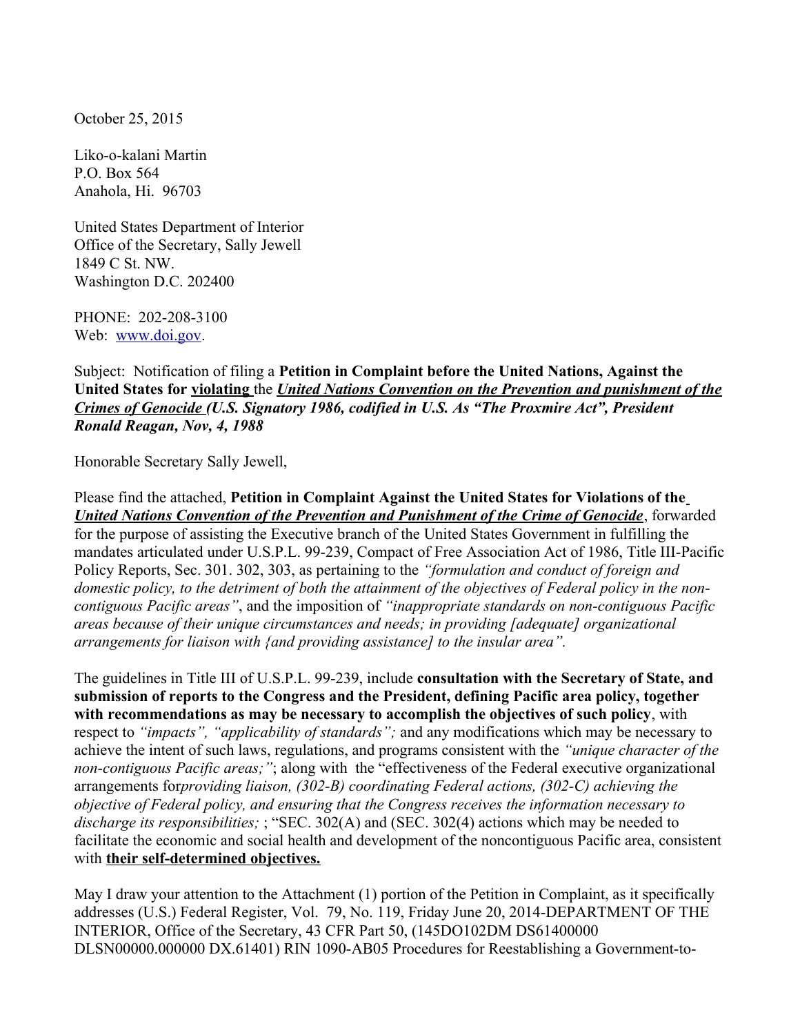October 25, 2015

Liko-o-kalani Martin
P.O. Box 564
Anahola, Hi. 96703

United States Department of Interior
Office of the Secretary, Sally Jewell
1849 C St. NW.
Washington D.C. 202400

PHONE: 202-208-3100
Web: www.doi.gov.

Subject: Notification of filing a **Petition in Complaint before the United Nations, Against the United States for <u>violating</u>** the ***<u>United Nations Convention on the Prevention and punishment of the Crimes of Genocide</u> (U.S. Signatory 1986, codified in U.S. As "The Proxmire Act", President Ronald Reagan, Nov, 4, 1988***

Honorable Secretary Sally Jewell,

Please find the attached, **Petition in Complaint Against the United States for Violations of the *<u>United Nations Convention of the Prevention and Punishment of the Crime of Genocide</u>***, forwarded for the purpose of assisting the Executive branch of the United States Government in fulfilling the mandates articulated under U.S.P.L. 99-239, Compact of Free Association Act of 1986, Title III-Pacific Policy Reports, Sec. 301. 302, 303, as pertaining to the *"formulation and conduct of foreign and domestic policy, to the detriment of both the attainment of the objectives of Federal policy in the non-contiguous Pacific areas"*, and the imposition of *"inappropriate standards on non-contiguous Pacific areas because of their unique circumstances and needs; in providing [adequate] organizational arrangements for liaison with {and providing assistance] to the insular area".*

The guidelines in Title III of U.S.P.L. 99-239, include **consultation with the Secretary of State, and submission of reports to the Congress and the President, defining Pacific area policy, together with recommendations as may be necessary to accomplish the objectives of such policy**, with respect to *"impacts", "applicability of standards";* and any modifications which may be necessary to achieve the intent of such laws, regulations, and programs consistent with the *"unique character of the non-contiguous Pacific areas;"*; along with the "effectiveness of the Federal executive organizational arrangements for*providing liaison, (302-B) coordinating Federal actions, (302-C) achieving the objective of Federal policy, and ensuring that the Congress receives the information necessary to discharge its responsibilities;* ; "SEC. 302(A) and (SEC. 302(4) actions which may be needed to facilitate the economic and social health and development of the noncontiguous Pacific area, consistent with **<u>their self-determined objectives.</u>**

May I draw your attention to the Attachment (1) portion of the Petition in Complaint, as it specifically addresses (U.S.) Federal Register, Vol. 79, No. 119, Friday June 20, 2014-DEPARTMENT OF THE INTERIOR, Office of the Secretary, 43 CFR Part 50, (145DO102DM DS61400000 DLSN00000.000000 DX.61401) RIN 1090-AB05 Procedures for Reestablishing a Government-to-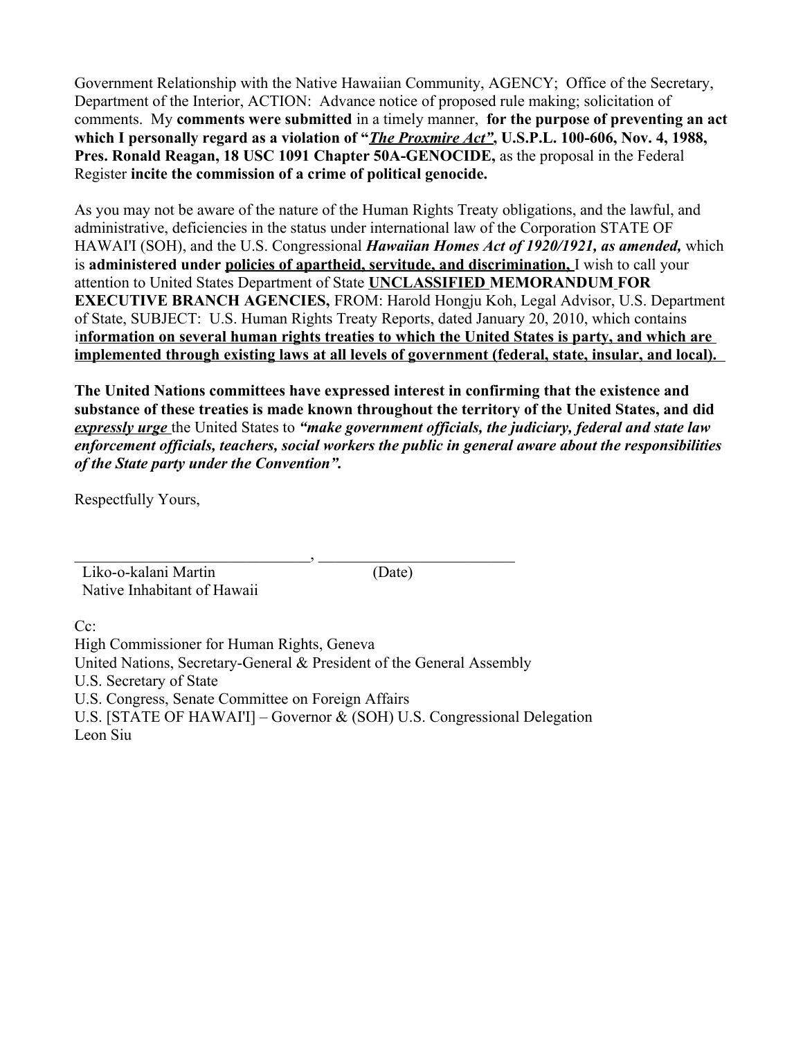Government Relationship with the Native Hawaiian Community, AGENCY; Office of the Secretary, Department of the Interior, ACTION: Advance notice of proposed rule making; solicitation of comments. My **comments were submitted** in a timely manner, **for the purpose of preventing an act which I personally regard as a violation of "*The Proxmire Act*", U.S.P.L. 100-606, Nov. 4, 1988, Pres. Ronald Reagan, 18 USC 1091 Chapter 50A-GENOCIDE,** as the proposal in the Federal Register **incite the commission of a crime of political genocide.**

As you may not be aware of the nature of the Human Rights Treaty obligations, and the lawful, and administrative, deficiencies in the status under international law of the Corporation STATE OF HAWAI'I (SOH), and the U.S. Congressional ***Hawaiian Homes Act of 1920/1921, as amended,*** which is **administered under policies of apartheid, servitude, and discrimination,** I wish to call your attention to United States Department of State **UNCLASSIFIED MEMORANDUM FOR EXECUTIVE BRANCH AGENCIES,** FROM: Harold Hongju Koh, Legal Advisor, U.S. Department of State, SUBJECT: U.S. Human Rights Treaty Reports, dated January 20, 2010, which contains i**nformation on several human rights treaties to which the United States is party, and which are implemented through existing laws at all levels of government (federal, state, insular, and local).**

**The United Nations committees have expressed interest in confirming that the existence and substance of these treaties is made known throughout the territory of the United States, and did *expressly urge* the United States to *"make government officials, the judiciary, federal and state law enforcement officials, teachers, social workers the public in general aware about the responsibilities of the State party under the Convention".***

Respectfully Yours,

_______________________________, _________________________
Liko-o-kalani Martin (Date)
Native Inhabitant of Hawaii

Cc:
High Commissioner for Human Rights, Geneva
United Nations, Secretary-General & President of the General Assembly
U.S. Secretary of State
U.S. Congress, Senate Committee on Foreign Affairs
U.S. [STATE OF HAWAI'I] – Governor & (SOH) U.S. Congressional Delegation
Leon Siu